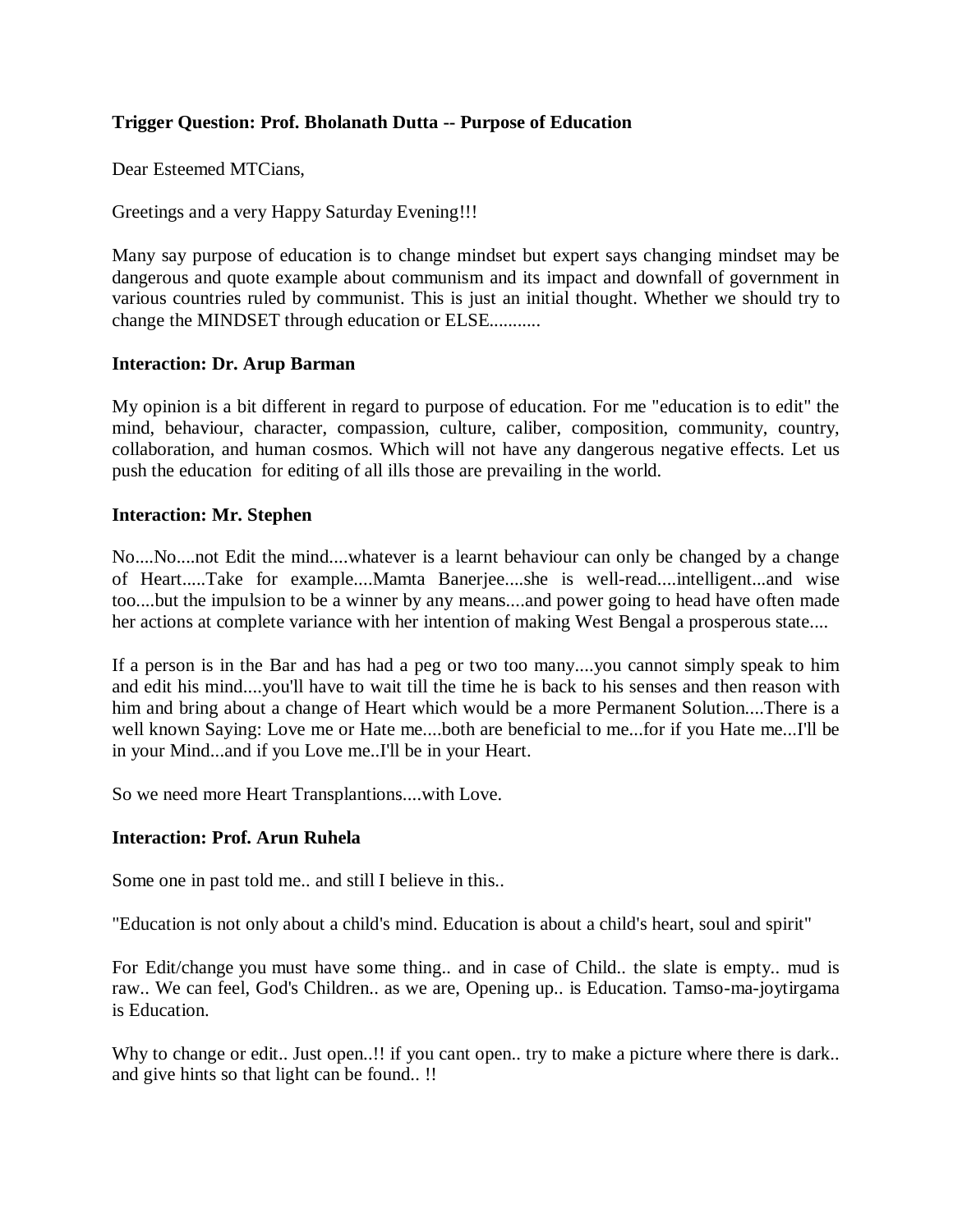**Trigger Question: Prof. Bholanath Dutta -- Purpose of Education**

Dear Esteemed MTCians,

Greetings and a very Happy Saturday Evening!!!

Many say purpose of education is to change mindset but expert says changing mindset may be dangerous and quote example about communism and its impact and downfall of government in various countries ruled by communist. This is just an initial thought. Whether we should try to change the MINDSET through education or ELSE...........

**Interaction: Dr. Arup Barman**

My opinion is a bit different in regard to purpose of education. For me "education is to edit" the mind, behaviour, character, compassion, culture, caliber, composition, community, country, collaboration, and human cosmos. Which will not have any dangerous negative effects. Let us push the education for editing of all ills those are prevailing in the world.

**Interaction: Mr. Stephen**

No....No....not Edit the mind....whatever is a learnt behaviour can only be changed by a change of Heart.....Take for example....Mamta Banerjee....she is well-read....intelligent...and wise too....but the impulsion to be a winner by any means....and power going to head have often made her actions at complete variance with her intention of making West Bengal a prosperous state....

If a person is in the Bar and has had a peg or two too many....you cannot simply speak to him and edit his mind....you'll have to wait till the time he is back to his senses and then reason with him and bring about a change of Heart which would be a more Permanent Solution....There is a well known Saying: Love me or Hate me....both are beneficial to me...for if you Hate me...I'll be in your Mind...and if you Love me..I'll be in your Heart.

So we need more Heart Transplantions....with Love.

**Interaction: Prof. Arun Ruhela**

Some one in past told me.. and still I believe in this..

"Education is not only about a child's mind. Education is about a child's heart, soul and spirit"

For Edit/change you must have some thing.. and in case of Child.. the slate is empty.. mud is raw.. We can feel, God's Children.. as we are, Opening up.. is Education. Tamso-ma-joytirgama is Education.

Why to change or edit.. Just open..!! if you cant open.. try to make a picture where there is dark.. and give hints so that light can be found.. !!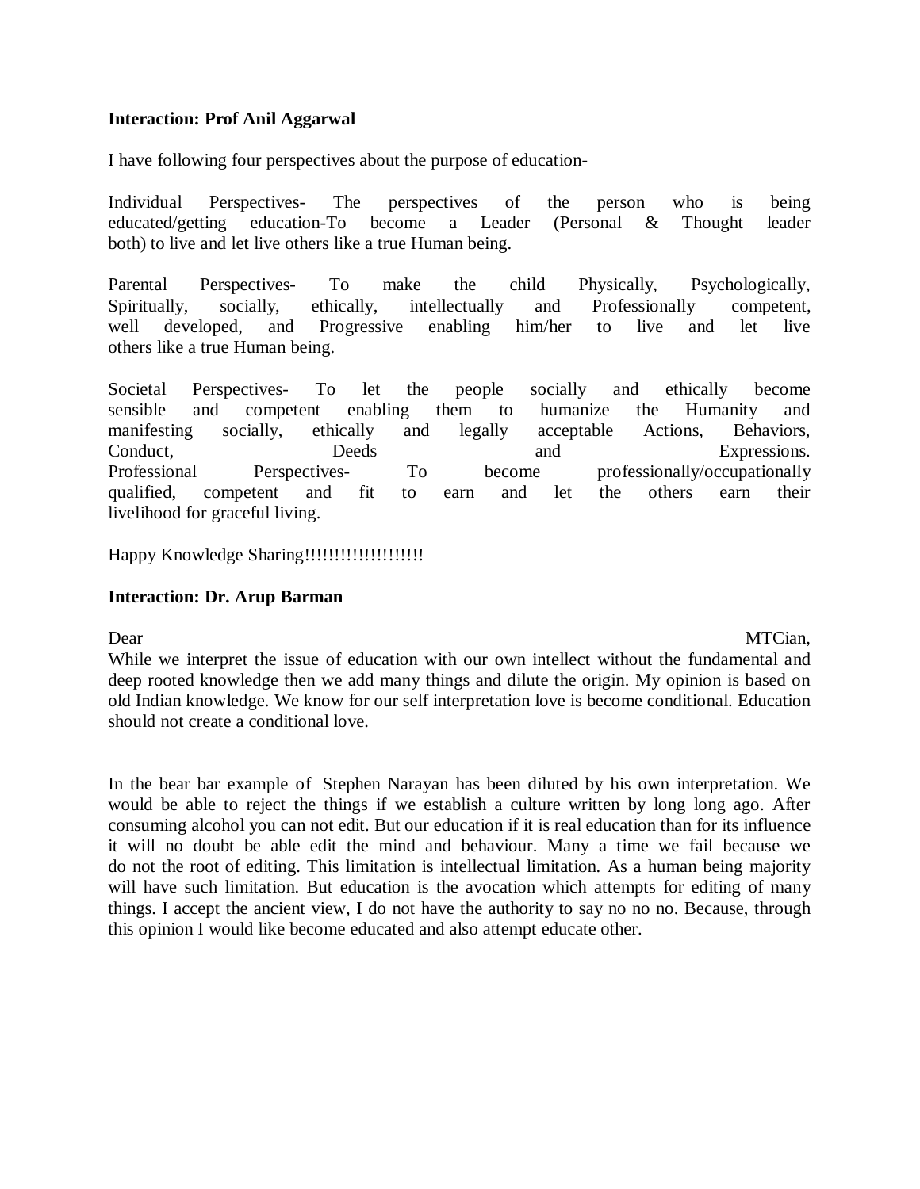**Interaction: Prof Anil Aggarwal**

I have following four perspectives about the purpose of education-

Individual Perspectives- The perspectives of the person who is being educated/getting education-To become a Leader (Personal & Thought leader both) to live and let live others like a true Human being.

Parental Perspectives- To make the child Physically, Psychologically, Spiritually, socially, ethically, intellectually and Professionally competent, well developed, and Progressive enabling him/her to live and let live others like a true Human being.

Societal Perspectives- To let the people socially and ethically become sensible and competent enabling them to humanize the Humanity and manifesting socially, ethically and legally acceptable Actions, Behaviors, Conduct, Deeds and Expressions.
Professional Perspectives- To become professionally/occupationally qualified, competent and fit to earn and let the others earn their livelihood for graceful living.

Happy Knowledge Sharing!!!!!!!!!!!!!!!!!!!!

**Interaction: Dr. Arup Barman**

Dear MTCian,
While we interpret the issue of education with our own intellect without the fundamental and deep rooted knowledge then we add many things and dilute the origin. My opinion is based on old Indian knowledge. We know for our self interpretation love is become conditional. Education should not create a conditional love.

In the bear bar example of Stephen Narayan has been diluted by his own interpretation. We would be able to reject the things if we establish a culture written by long long ago. After consuming alcohol you can not edit. But our education if it is real education than for its influence it will no doubt be able edit the mind and behaviour. Many a time we fail because we do not the root of editing. This limitation is intellectual limitation. As a human being majority will have such limitation. But education is the avocation which attempts for editing of many things. I accept the ancient view, I do not have the authority to say no no no. Because, through this opinion I would like become educated and also attempt educate other.